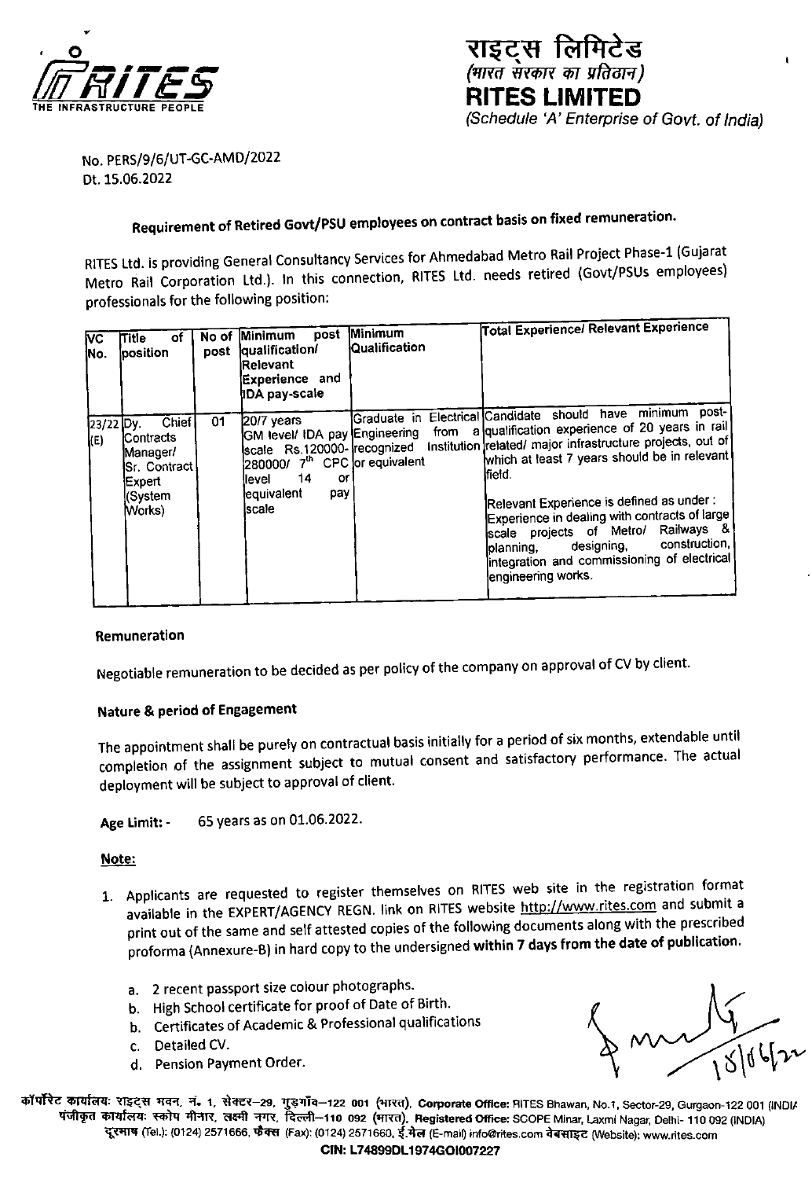राइट्स लिमिटेड
*(भारत सरकार का प्रतिष्ठान)*
**RITES LIMITED**
*(Schedule 'A' Enterprise of Govt. of India)*

No. PERS/9/6/UT-GC-AMD/2022
Dt. 15.06.2022

### Requirement of Retired Govt/PSU employees on contract basis on fixed remuneration.

RITES Ltd. is providing General Consultancy Services for Ahmedabad Metro Rail Project Phase-1 (Gujarat Metro Rail Corporation Ltd.). In this connection, RITES Ltd. needs retired (Govt/PSUs employees) professionals for the following position:

| VC No. | Title of position | No of post | Minimum post qualification/ Relevant Experience and IDA pay-scale | Minimum Qualification | Total Experience/ Relevant Experience |
|---|---|---|---|---|---|
| 23/22 (E) | Dy. Chief Contracts Manager/ Sr. Contract Expert (System Works) | 01 | 20/7 years GM level/ IDA pay scale Rs.120000-280000/ 7th CPC level 14 or equivalent pay scale | Graduate in Electrical Engineering from a recognized Institution or equivalent | Candidate should have minimum post-qualification experience of 20 years in rail related/ major infrastructure projects, out of which at least 7 years should be in relevant field.<br><br>Relevant Experience is defined as under : Experience in dealing with contracts of large scale projects of Metro/ Railways & planning, designing, construction, integration and commissioning of electrical engineering works. |

**Remuneration**

Negotiable remuneration to be decided as per policy of the company on approval of CV by client.

**Nature & period of Engagement**

The appointment shall be purely on contractual basis initially for a period of six months, extendable until completion of the assignment subject to mutual consent and satisfactory performance. The actual deployment will be subject to approval of client.

**Age Limit:** - 65 years as on 01.06.2022.

**Note:**

1. Applicants are requested to register themselves on RITES web site in the registration format available in the EXPERT/AGENCY REGN. link on RITES website http://www.rites.com and submit a print out of the same and self attested copies of the following documents along with the prescribed proforma (Annexure-B) in hard copy to the undersigned **within 7 days from the date of publication.**

   a. 2 recent passport size colour photographs.
   b. High School certificate for proof of Date of Birth.
   b. Certificates of Academic & Professional qualifications
   c. Detailed CV.
   d. Pension Payment Order.

कॉर्पोरेट कार्यालय: राइट्स भवन, नं. 1, सेक्टर-29, गुड़गाँव-122 001 (भारत), Corporate Office: RITES Bhawan, No.1, Sector-29, Gurgaon-122 001 (INDIA)
पंजीकृत कार्यालय: स्कोप मीनार, लक्ष्मी नगर, दिल्ली-110 092 (भारत), Registered Office: SCOPE Minar, Laxmi Nagar, Delhi- 110 092 (INDIA)
दूरभाष (Tel.): (0124) 2571666, फैक्स (Fax): (0124) 2571660, ई.मेल (E-mail) info@rites.com वेबसाइट (Website): www.rites.com
**CIN: L74899DL1974GOI007227**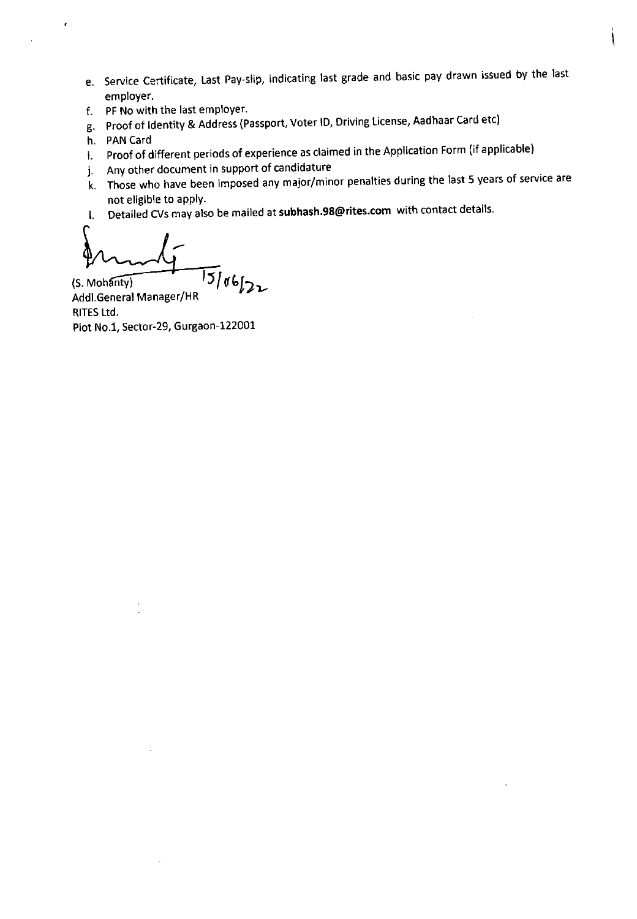e. Service Certificate, Last Pay-slip, indicating last grade and basic pay drawn issued by the last employer.
f. PF No with the last employer.
g. Proof of Identity & Address (Passport, Voter ID, Driving License, Aadhaar Card etc)
h. PAN Card
i. Proof of different periods of experience as claimed in the Application Form (if applicable)
j. Any other document in support of candidature
k. Those who have been imposed any major/minor penalties during the last 5 years of service are not eligible to apply.
l. Detailed CVs may also be mailed at **subhash.98@rites.com** with contact details.

15/06/22

(S. Mohanty)
Addl.General Manager/HR
RITES Ltd.
Plot No.1, Sector-29, Gurgaon-122001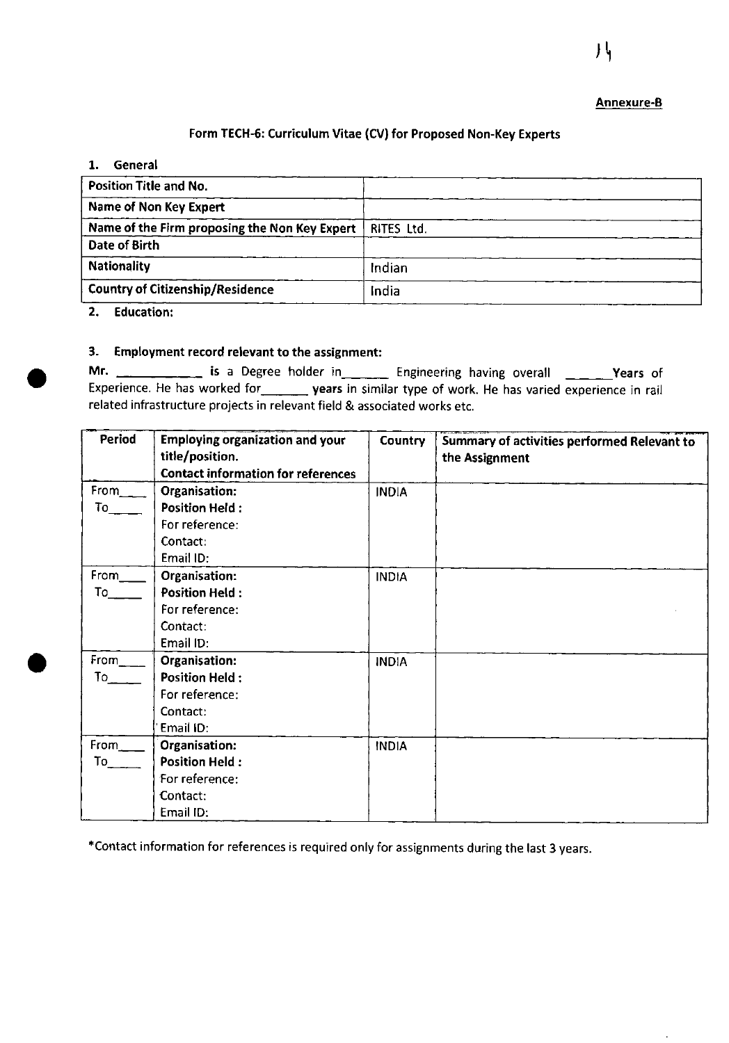**Annexure-B**

## Form TECH-6: Curriculum Vitae (CV) for Proposed Non-Key Experts

### 1. General

| Position Title and No. | |
|---|---|
| Name of Non Key Expert | |
| Name of the Firm proposing the Non Key Expert | RITES Ltd. |
| Date of Birth | |
| Nationality | Indian |
| Country of Citizenship/Residence | India |

### 2. Education:

### 3. Employment record relevant to the assignment:

**Mr.** ___________ **is** a Degree holder in______ Engineering having overall ______**Years** of Experience. He has worked for_______ **years** in similar type of work. He has varied experience in rail related infrastructure projects in relevant field & associated works etc.

| Period | Employing organization and your title/position. Contact information for references | Country | Summary of activities performed Relevant to the Assignment |
|---|---|---|---|
| From____ To_____ | **Organisation:** **Position Held :** For reference: Contact: Email ID: | INDIA | |
| From____ To_____ | **Organisation:** **Position Held :** For reference: Contact: Email ID: | INDIA | |
| From____ To_____ | **Organisation:** **Position Held :** For reference: Contact: Email ID: | INDIA | |
| From____ To_____ | **Organisation:** **Position Held :** For reference: Contact: Email ID: | INDIA | |

*Contact information for references is required only for assignments during the last 3 years.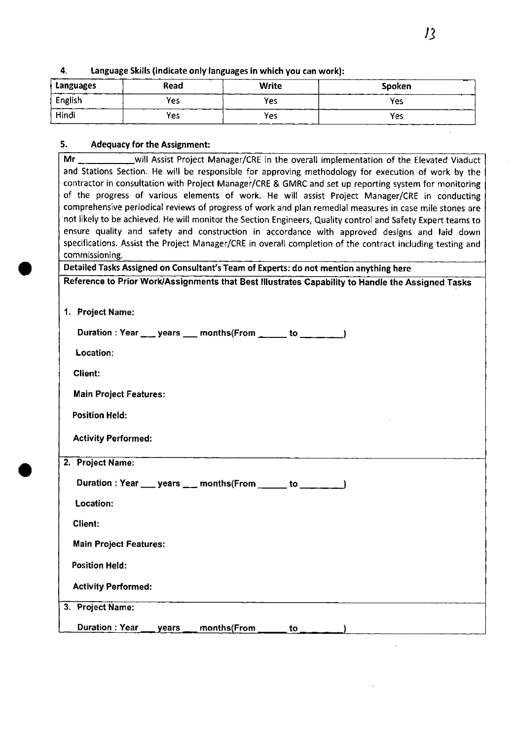**4. Language Skills (indicate only languages in which you can work):**

| Languages | Read | Write | Spoken |
|---|---|---|---|
| English | Yes | Yes | Yes |
| Hindi | Yes | Yes | Yes |

**5. Adequacy for the Assignment:**

Mr ___________will Assist Project Manager/CRE in the overall implementation of the Elevated Viaduct and Stations Section. He will be responsible for approving methodology for execution of work by the contractor in consultation with Project Manager/CRE & GMRC and set up reporting system for monitoring of the progress of various elements of work. He will assist Project Manager/CRE in conducting comprehensive periodical reviews of progress of work and plan remedial measures in case mile stones are not likely to be achieved. He will monitor the Section Engineers, Quality control and Safety Expert teams to ensure quality and safety and construction in accordance with approved designs and laid down specifications. Assist the Project Manager/CRE in overall completion of the contract including testing and commissioning.

**Detailed Tasks Assigned on Consultant's Team of Experts: do not mention anything here**

**Reference to Prior Work/Assignments that Best Illustrates Capability to Handle the Assigned Tasks**

1. **Project Name:**

   **Duration : Year ___ years ___ months(From ______ to ________)**

   **Location:**

   **Client:**

   **Main Project Features:**

   **Position Held:**

   **Activity Performed:**

2. **Project Name:**

   **Duration : Year ___ years ___ months(From ______ to ________)**

   **Location:**

   **Client:**

   **Main Project Features:**

   **Position Held:**

   **Activity Performed:**

3. **Project Name:**

   **Duration : Year ___ years ___ months(From ______ to ________)**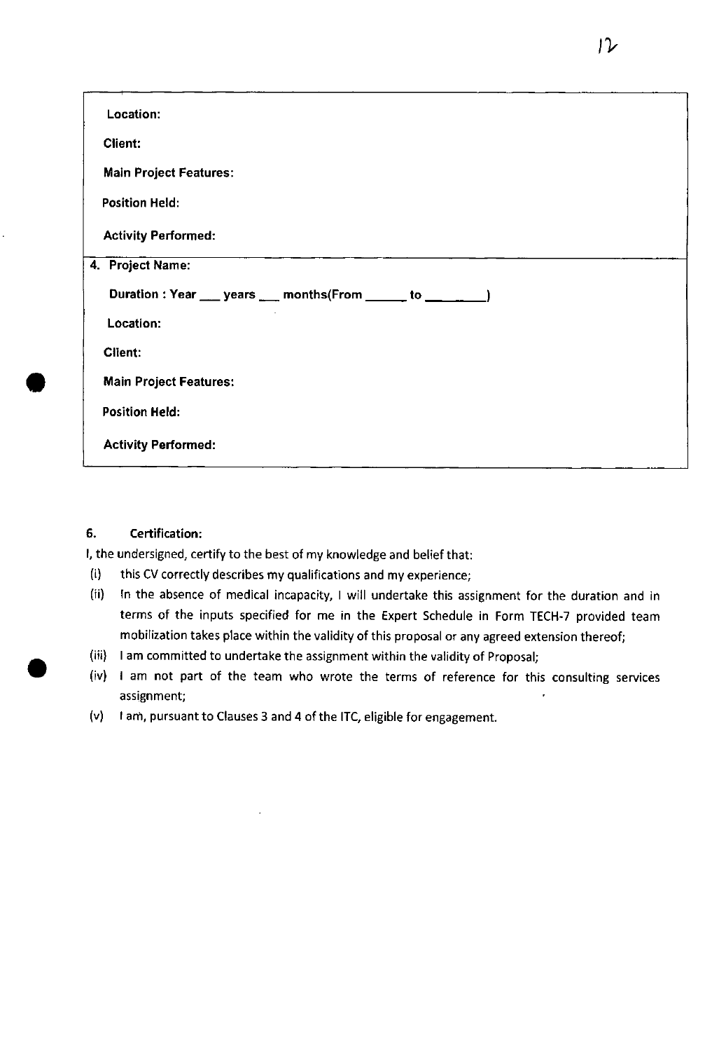| |
|---|
| Location:<br><br>Client:<br><br>Main Project Features:<br><br>Position Held:<br><br>Activity Performed: |
| 4. Project Name:<br><br>Duration : Year ___ years ___ months(From ______ to ________)<br><br>Location:<br><br>Client:<br><br>Main Project Features:<br><br>Position Held:<br><br>Activity Performed: |

**6. Certification:**

I, the undersigned, certify to the best of my knowledge and belief that:

(i) this CV correctly describes my qualifications and my experience;

(ii) In the absence of medical incapacity, I will undertake this assignment for the duration and in terms of the inputs specified for me in the Expert Schedule in Form TECH-7 provided team mobilization takes place within the validity of this proposal or any agreed extension thereof;

(iii) I am committed to undertake the assignment within the validity of Proposal;

(iv) I am not part of the team who wrote the terms of reference for this consulting services assignment;

(v) I am, pursuant to Clauses 3 and 4 of the ITC, eligible for engagement.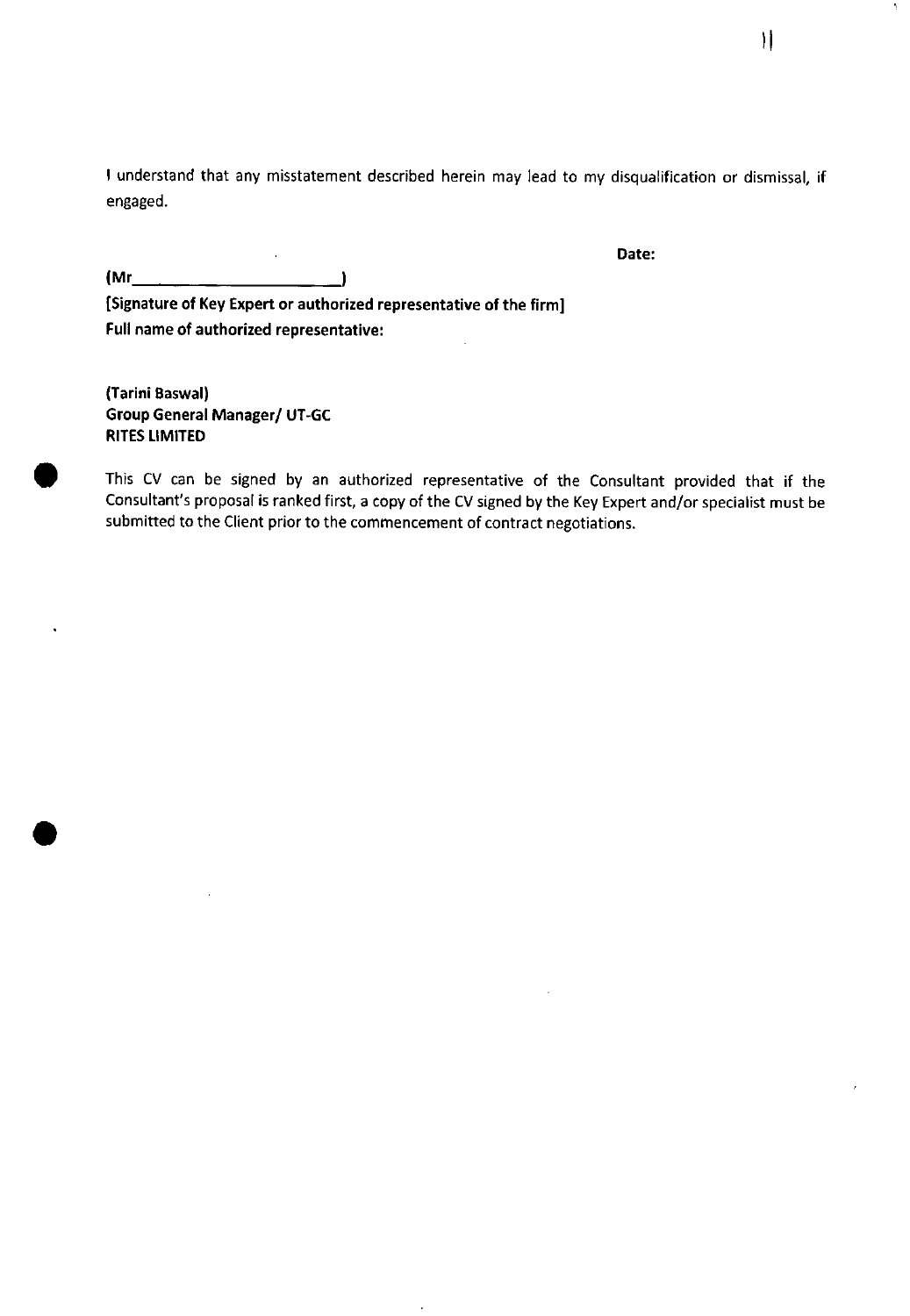I understand that any misstatement described herein may lead to my disqualification or dismissal, if engaged.

**Date:**

**(Mr\_\_\_\_\_\_\_\_\_\_\_\_\_\_\_\_\_\_\_\_\_\_\_)**

**[Signature of Key Expert or authorized representative of the firm]**

**Full name of authorized representative:**

**(Tarini Baswal)**
**Group General Manager/ UT-GC**
**RITES LIMITED**

This CV can be signed by an authorized representative of the Consultant provided that if the Consultant's proposal is ranked first, a copy of the CV signed by the Key Expert and/or specialist must be submitted to the Client prior to the commencement of contract negotiations.